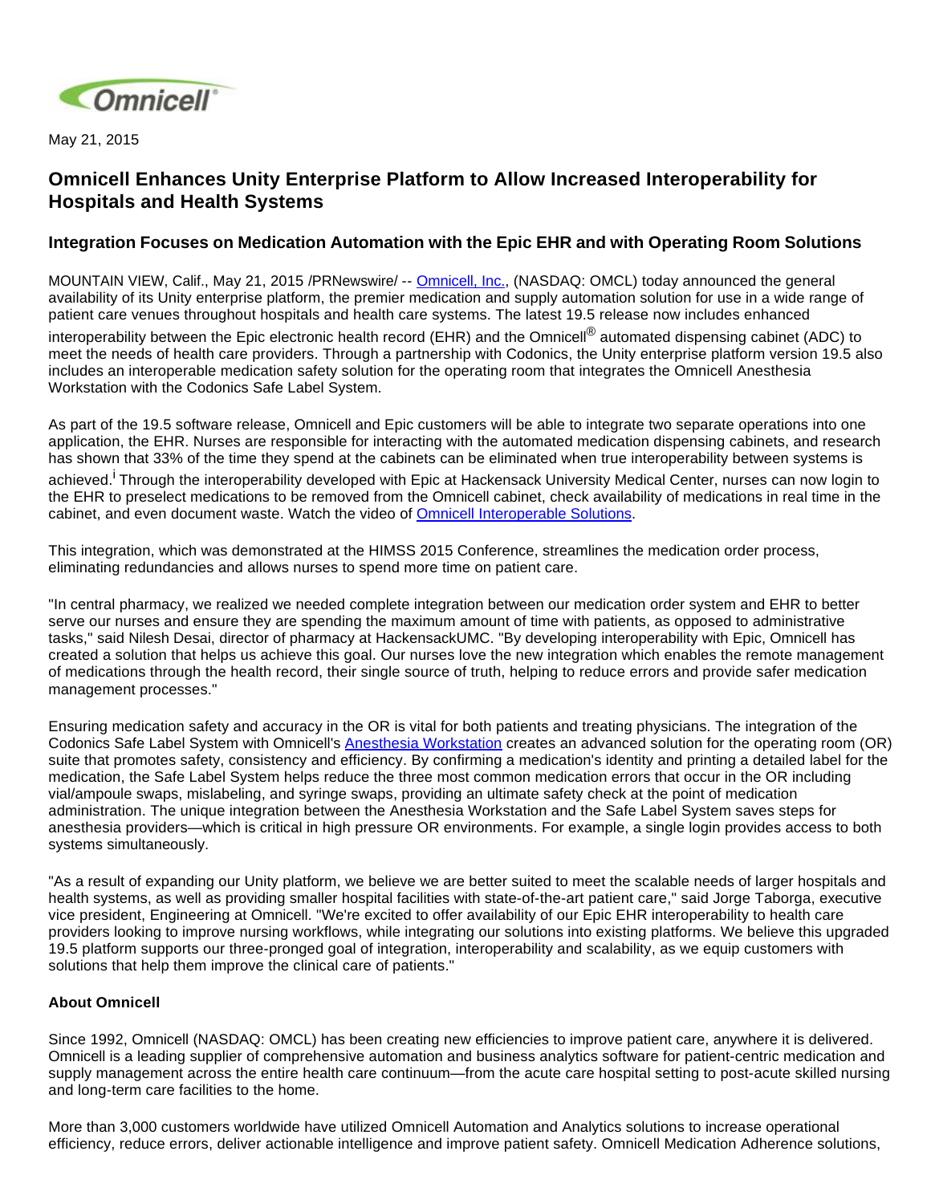May 21, 2015

# Omnicell Enhances Unity Enterprise Platform to Allow Increased Interoperability for Hospitals and Health Systems

## Integration Focuses on Medication Automation with the Epic EHR and with Operating Room Solutions

MOUNTAIN VIEW, Calif., May 21, 2015 /PRNewswire/ -- Omnicell, Inc., (NASDAQ: OMCL) today announced the general availability of its Unity enterprise platform, the premier medication and supply automation solution for use in a wide range of patient care venues throughout hospitals and health care systems. The latest 19.5 release now includes enhanced interoperability between the Epic electronic health record (EHR) and the Omnicell® automated dispensing cabinet (ADC) to meet the needs of health care providers. Through a partnership with Codonics, the Unity enterprise platform version 19.5 also includes an interoperable medication safety solution for the operating room that integrates the Omnicell Anesthesia Workstation with the Codonics Safe Label System.

As part of the 19.5 software release, Omnicell and Epic customers will be able to integrate two separate operations into one application, the EHR. Nurses are responsible for interacting with the automated medication dispensing cabinets, and research has shown that 33% of the time they spend at the cabinets can be eliminated when true interoperability between systems is achieved.[i] Through the interoperability developed with Epic at Hackensack University Medical Center, nurses can now login to the EHR to preselect medications to be removed from the Omnicell cabinet, check availability of medications in real time in the cabinet, and even document waste. Watch the video of Omnicell Interoperable Solutions.

This integration, which was demonstrated at the HIMSS 2015 Conference, streamlines the medication order process, eliminating redundancies and allows nurses to spend more time on patient care.

"In central pharmacy, we realized we needed complete integration between our medication order system and EHR to better serve our nurses and ensure they are spending the maximum amount of time with patients, as opposed to administrative tasks," said Nilesh Desai, director of pharmacy at HackensackUMC. "By developing interoperability with Epic, Omnicell has created a solution that helps us achieve this goal. Our nurses love the new integration which enables the remote management of medications through the health record, their single source of truth, helping to reduce errors and provide safer medication management processes."

Ensuring medication safety and accuracy in the OR is vital for both patients and treating physicians. The integration of the Codonics Safe Label System with Omnicell's Anesthesia Workstation creates an advanced solution for the operating room (OR) suite that promotes safety, consistency and efficiency. By confirming a medication's identity and printing a detailed label for the medication, the Safe Label System helps reduce the three most common medication errors that occur in the OR including vial/ampoule swaps, mislabeling, and syringe swaps, providing an ultimate safety check at the point of medication administration. The unique integration between the Anesthesia Workstation and the Safe Label System saves steps for anesthesia providers—which is critical in high pressure OR environments. For example, a single login provides access to both systems simultaneously.

"As a result of expanding our Unity platform, we believe we are better suited to meet the scalable needs of larger hospitals and health systems, as well as providing smaller hospital facilities with state-of-the-art patient care," said Jorge Taborga, executive vice president, Engineering at Omnicell. "We're excited to offer availability of our Epic EHR interoperability to health care providers looking to improve nursing workflows, while integrating our solutions into existing platforms. We believe this upgraded 19.5 platform supports our three-pronged goal of integration, interoperability and scalability, as we equip customers with solutions that help them improve the clinical care of patients."

**About Omnicell**

Since 1992, Omnicell (NASDAQ: OMCL) has been creating new efficiencies to improve patient care, anywhere it is delivered. Omnicell is a leading supplier of comprehensive automation and business analytics software for patient-centric medication and supply management across the entire health care continuum—from the acute care hospital setting to post-acute skilled nursing and long-term care facilities to the home.

More than 3,000 customers worldwide have utilized Omnicell Automation and Analytics solutions to increase operational efficiency, reduce errors, deliver actionable intelligence and improve patient safety. Omnicell Medication Adherence solutions,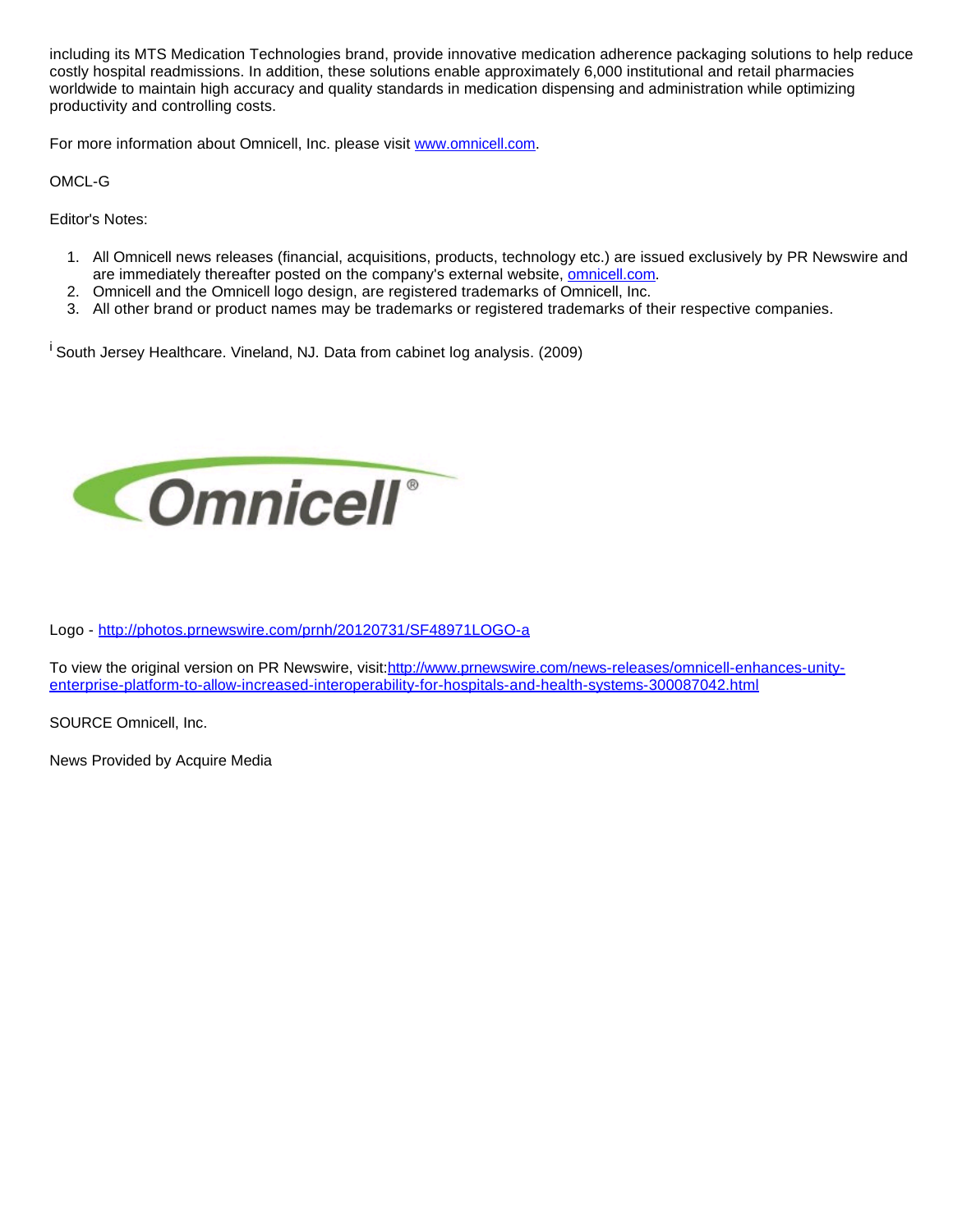including its MTS Medication Technologies brand, provide innovative medication adherence packaging solutions to help reduce costly hospital readmissions. In addition, these solutions enable approximately 6,000 institutional and retail pharmacies worldwide to maintain high accuracy and quality standards in medication dispensing and administration while optimizing productivity and controlling costs.

For more information about Omnicell, Inc. please visit www.omnicell.com.

OMCL-G

Editor's Notes:

1. All Omnicell news releases (financial, acquisitions, products, technology etc.) are issued exclusively by PR Newswire and are immediately thereafter posted on the company's external website, omnicell.com.
2. Omnicell and the Omnicell logo design, are registered trademarks of Omnicell, Inc.
3. All other brand or product names may be trademarks or registered trademarks of their respective companies.

[i] South Jersey Healthcare. Vineland, NJ. Data from cabinet log analysis. (2009)

Omnicell®

Logo - http://photos.prnewswire.com/prnh/20120731/SF48971LOGO-a

To view the original version on PR Newswire, visit:http://www.prnewswire.com/news-releases/omnicell-enhances-unity-enterprise-platform-to-allow-increased-interoperability-for-hospitals-and-health-systems-300087042.html

SOURCE Omnicell, Inc.

News Provided by Acquire Media